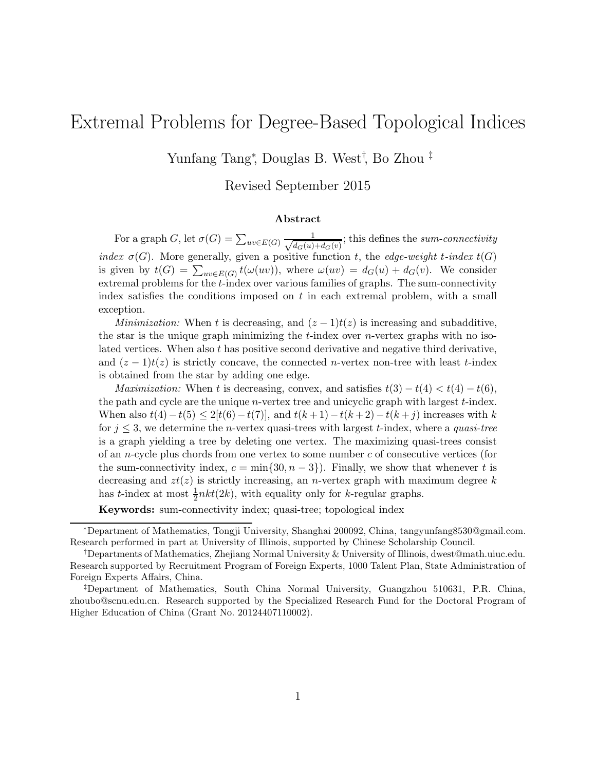# Extremal Problems for Degree-Based Topological Indices

Yunfang Tang*, Douglas B. West†, Bo Zhou‡

Revised September 2015

### Abstract

For a graph $G$, let $\sigma(G) = \sum_{uv \in E(G)} \frac{1}{\sqrt{d_G(u)+d_G(v)}}$; this defines the *sum-connectivity index* $\sigma(G)$. More generally, given a positive function $t$, the *edge-weight $t$-index* $t(G)$ is given by $t(G) = \sum_{uv \in E(G)} t(\omega(uv))$, where $\omega(uv) = d_G(u) + d_G(v)$. We consider extremal problems for the $t$-index over various families of graphs. The sum-connectivity index satisfies the conditions imposed on $t$ in each extremal problem, with a small exception.

*Minimization:* When $t$ is decreasing, and $(z-1)t(z)$ is increasing and subadditive, the star is the unique graph minimizing the $t$-index over $n$-vertex graphs with no isolated vertices. When also $t$ has positive second derivative and negative third derivative, and $(z-1)t(z)$ is strictly concave, the connected $n$-vertex non-tree with least $t$-index is obtained from the star by adding one edge.

*Maximization:* When $t$ is decreasing, convex, and satisfies $t(3) - t(4) < t(4) - t(6)$, the path and cycle are the unique $n$-vertex tree and unicyclic graph with largest $t$-index. When also $t(4) - t(5) \le 2[t(6) - t(7)]$, and $t(k+1) - t(k+2) - t(k+j)$ increases with $k$ for $j \le 3$, we determine the $n$-vertex quasi-trees with largest $t$-index, where a *quasi-tree* is a graph yielding a tree by deleting one vertex. The maximizing quasi-trees consist of an $n$-cycle plus chords from one vertex to some number $c$ of consecutive vertices (for the sum-connectivity index, $c = \min\{30, n-3\}$). Finally, we show that whenever $t$ is decreasing and $zt(z)$ is strictly increasing, an $n$-vertex graph with maximum degree $k$ has $t$-index at most $\frac{1}{2}nkt(2k)$, with equality only for $k$-regular graphs.

**Keywords:** sum-connectivity index; quasi-tree; topological index

---

*Department of Mathematics, Tongji University, Shanghai 200092, China, tangyunfang8530@gmail.com. Research performed in part at University of Illinois, supported by Chinese Scholarship Council.

†Departments of Mathematics, Zhejiang Normal University & University of Illinois, dwest@math.uiuc.edu. Research supported by Recruitment Program of Foreign Experts, 1000 Talent Plan, State Administration of Foreign Experts Affairs, China.

‡Department of Mathematics, South China Normal University, Guangzhou 510631, P.R. China, zhoubo@scnu.edu.cn. Research supported by the Specialized Research Fund for the Doctoral Program of Higher Education of China (Grant No. 20124407110002).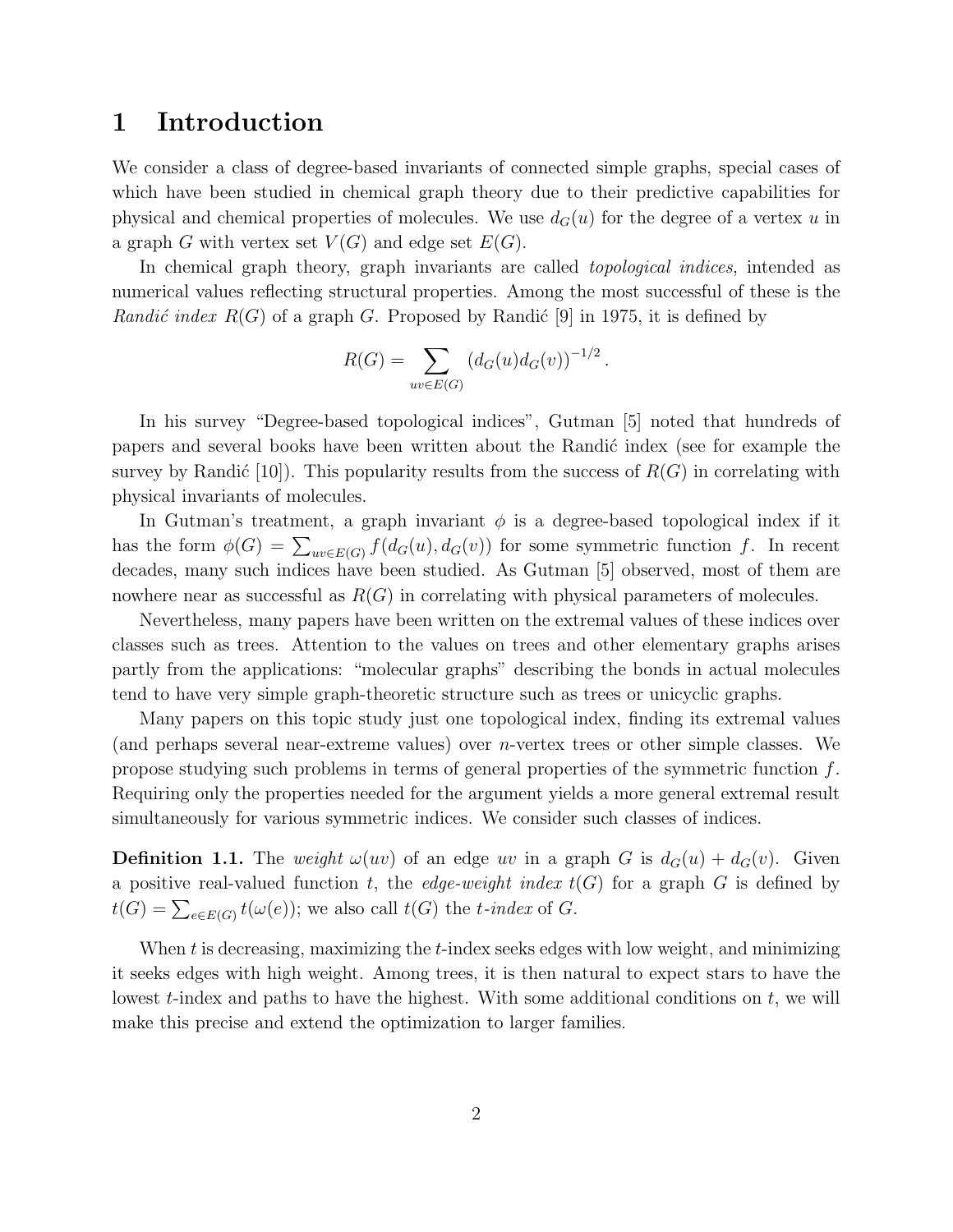# 1 Introduction

We consider a class of degree-based invariants of connected simple graphs, special cases of which have been studied in chemical graph theory due to their predictive capabilities for physical and chemical properties of molecules. We use $d_G(u)$ for the degree of a vertex $u$ in a graph $G$ with vertex set $V(G)$ and edge set $E(G)$.

In chemical graph theory, graph invariants are called *topological indices*, intended as numerical values reflecting structural properties. Among the most successful of these is the *Randić index* $R(G)$ of a graph $G$. Proposed by Randić [9] in 1975, it is defined by

$$R(G) = \sum_{uv \in E(G)} (d_G(u)d_G(v))^{-1/2}.$$

In his survey "Degree-based topological indices", Gutman [5] noted that hundreds of papers and several books have been written about the Randić index (see for example the survey by Randić [10]). This popularity results from the success of $R(G)$ in correlating with physical invariants of molecules.

In Gutman's treatment, a graph invariant $\phi$ is a degree-based topological index if it has the form $\phi(G) = \sum_{uv \in E(G)} f(d_G(u), d_G(v))$ for some symmetric function $f$. In recent decades, many such indices have been studied. As Gutman [5] observed, most of them are nowhere near as successful as $R(G)$ in correlating with physical parameters of molecules.

Nevertheless, many papers have been written on the extremal values of these indices over classes such as trees. Attention to the values on trees and other elementary graphs arises partly from the applications: "molecular graphs" describing the bonds in actual molecules tend to have very simple graph-theoretic structure such as trees or unicyclic graphs.

Many papers on this topic study just one topological index, finding its extremal values (and perhaps several near-extreme values) over $n$-vertex trees or other simple classes. We propose studying such problems in terms of general properties of the symmetric function $f$. Requiring only the properties needed for the argument yields a more general extremal result simultaneously for various symmetric indices. We consider such classes of indices.

**Definition 1.1.** The *weight* $\omega(uv)$ of an edge $uv$ in a graph $G$ is $d_G(u) + d_G(v)$. Given a positive real-valued function $t$, the *edge-weight index* $t(G)$ for a graph $G$ is defined by $t(G) = \sum_{e \in E(G)} t(\omega(e))$; we also call $t(G)$ the *$t$-index* of $G$.

When $t$ is decreasing, maximizing the $t$-index seeks edges with low weight, and minimizing it seeks edges with high weight. Among trees, it is then natural to expect stars to have the lowest $t$-index and paths to have the highest. With some additional conditions on $t$, we will make this precise and extend the optimization to larger families.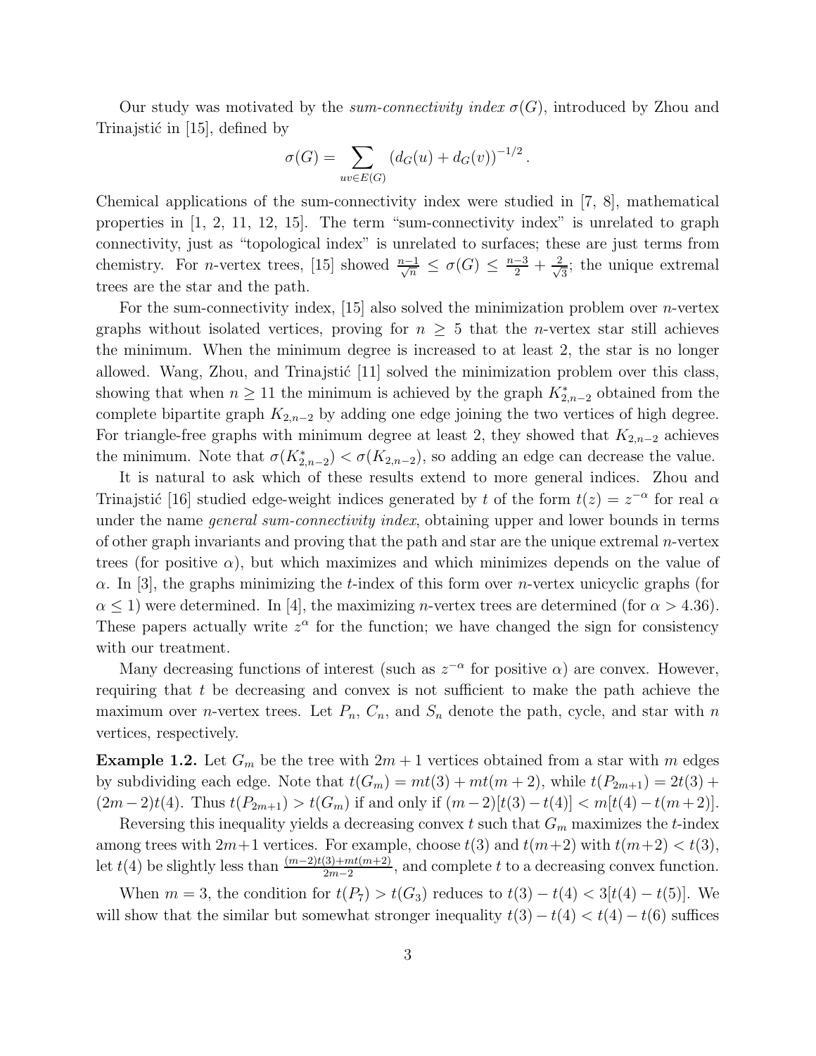Our study was motivated by the *sum-connectivity index* $\sigma(G)$, introduced by Zhou and Trinajstić in [15], defined by

$$\sigma(G) = \sum_{uv \in E(G)} (d_G(u) + d_G(v))^{-1/2}.$$

Chemical applications of the sum-connectivity index were studied in [7, 8], mathematical properties in [1, 2, 11, 12, 15]. The term "sum-connectivity index" is unrelated to graph connectivity, just as "topological index" is unrelated to surfaces; these are just terms from chemistry. For $n$-vertex trees, [15] showed $\frac{n-1}{\sqrt{n}} \le \sigma(G) \le \frac{n-3}{2} + \frac{2}{\sqrt{3}}$; the unique extremal trees are the star and the path.

For the sum-connectivity index, [15] also solved the minimization problem over $n$-vertex graphs without isolated vertices, proving for $n \ge 5$ that the $n$-vertex star still achieves the minimum. When the minimum degree is increased to at least 2, the star is no longer allowed. Wang, Zhou, and Trinajstić [11] solved the minimization problem over this class, showing that when $n \ge 11$ the minimum is achieved by the graph $K^*_{2,n-2}$ obtained from the complete bipartite graph $K_{2,n-2}$ by adding one edge joining the two vertices of high degree. For triangle-free graphs with minimum degree at least 2, they showed that $K_{2,n-2}$ achieves the minimum. Note that $\sigma(K^*_{2,n-2}) < \sigma(K_{2,n-2})$, so adding an edge can decrease the value.

It is natural to ask which of these results extend to more general indices. Zhou and Trinajstić [16] studied edge-weight indices generated by $t$ of the form $t(z) = z^{-\alpha}$ for real $\alpha$ under the name *general sum-connectivity index*, obtaining upper and lower bounds in terms of other graph invariants and proving that the path and star are the unique extremal $n$-vertex trees (for positive $\alpha$), but which maximizes and which minimizes depends on the value of $\alpha$. In [3], the graphs minimizing the $t$-index of this form over $n$-vertex unicyclic graphs (for $\alpha \le 1$) were determined. In [4], the maximizing $n$-vertex trees are determined (for $\alpha > 4.36$). These papers actually write $z^\alpha$ for the function; we have changed the sign for consistency with our treatment.

Many decreasing functions of interest (such as $z^{-\alpha}$ for positive $\alpha$) are convex. However, requiring that $t$ be decreasing and convex is not sufficient to make the path achieve the maximum over $n$-vertex trees. Let $P_n$, $C_n$, and $S_n$ denote the path, cycle, and star with $n$ vertices, respectively.

**Example 1.2.** Let $G_m$ be the tree with $2m+1$ vertices obtained from a star with $m$ edges by subdividing each edge. Note that $t(G_m) = mt(3) + mt(m+2)$, while $t(P_{2m+1}) = 2t(3) + (2m-2)t(4)$. Thus $t(P_{2m+1}) > t(G_m)$ if and only if $(m-2)[t(3) - t(4)] < m[t(4) - t(m+2)]$.

Reversing this inequality yields a decreasing convex $t$ such that $G_m$ maximizes the $t$-index among trees with $2m+1$ vertices. For example, choose $t(3)$ and $t(m+2)$ with $t(m+2) < t(3)$, let $t(4)$ be slightly less than $\frac{(m-2)t(3)+mt(m+2)}{2m-2}$, and complete $t$ to a decreasing convex function.

When $m = 3$, the condition for $t(P_7) > t(G_3)$ reduces to $t(3) - t(4) < 3[t(4) - t(5)]$. We will show that the similar but somewhat stronger inequality $t(3) - t(4) < t(4) - t(6)$ suffices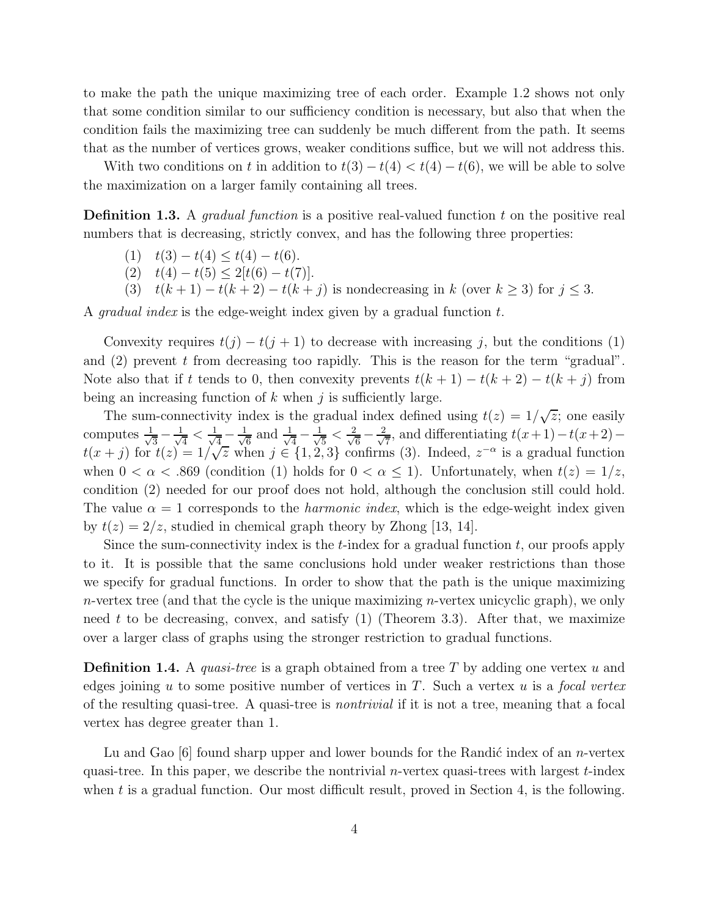to make the path the unique maximizing tree of each order. Example 1.2 shows not only that some condition similar to our sufficiency condition is necessary, but also that when the condition fails the maximizing tree can suddenly be much different from the path. It seems that as the number of vertices grows, weaker conditions suffice, but we will not address this.

With two conditions on $t$ in addition to $t(3) - t(4) < t(4) - t(6)$, we will be able to solve the maximization on a larger family containing all trees.

**Definition 1.3.** A *gradual function* is a positive real-valued function $t$ on the positive real numbers that is decreasing, strictly convex, and has the following three properties:

(1) $t(3) - t(4) \leq t(4) - t(6)$.

(2) $t(4) - t(5) \leq 2[t(6) - t(7)]$.

(3) $t(k+1) - t(k+2) - t(k+j)$ is nondecreasing in $k$ (over $k \geq 3$) for $j \leq 3$.

A *gradual index* is the edge-weight index given by a gradual function $t$.

Convexity requires $t(j) - t(j+1)$ to decrease with increasing $j$, but the conditions (1) and (2) prevent $t$ from decreasing too rapidly. This is the reason for the term "gradual". Note also that if $t$ tends to 0, then convexity prevents $t(k+1) - t(k+2) - t(k+j)$ from being an increasing function of $k$ when $j$ is sufficiently large.

The sum-connectivity index is the gradual index defined using $t(z) = 1/\sqrt{z}$; one easily computes $\frac{1}{\sqrt{3}} - \frac{1}{\sqrt{4}} < \frac{1}{\sqrt{4}} - \frac{1}{\sqrt{6}}$ and $\frac{1}{\sqrt{4}} - \frac{1}{\sqrt{5}} < \frac{2}{\sqrt{6}} - \frac{2}{\sqrt{7}}$, and differentiating $t(x+1) - t(x+2) - t(x+j)$ for $t(z) = 1/\sqrt{z}$ when $j \in \{1, 2, 3\}$ confirms (3). Indeed, $z^{-\alpha}$ is a gradual function when $0 < \alpha < .869$ (condition (1) holds for $0 < \alpha \leq 1$). Unfortunately, when $t(z) = 1/z$, condition (2) needed for our proof does not hold, although the conclusion still could hold. The value $\alpha = 1$ corresponds to the *harmonic index*, which is the edge-weight index given by $t(z) = 2/z$, studied in chemical graph theory by Zhong [13, 14].

Since the sum-connectivity index is the $t$-index for a gradual function $t$, our proofs apply to it. It is possible that the same conclusions hold under weaker restrictions than those we specify for gradual functions. In order to show that the path is the unique maximizing $n$-vertex tree (and that the cycle is the unique maximizing $n$-vertex unicyclic graph), we only need $t$ to be decreasing, convex, and satisfy (1) (Theorem 3.3). After that, we maximize over a larger class of graphs using the stronger restriction to gradual functions.

**Definition 1.4.** A *quasi-tree* is a graph obtained from a tree $T$ by adding one vertex $u$ and edges joining $u$ to some positive number of vertices in $T$. Such a vertex $u$ is a *focal vertex* of the resulting quasi-tree. A quasi-tree is *nontrivial* if it is not a tree, meaning that a focal vertex has degree greater than 1.

Lu and Gao [6] found sharp upper and lower bounds for the Randić index of an $n$-vertex quasi-tree. In this paper, we describe the nontrivial $n$-vertex quasi-trees with largest $t$-index when $t$ is a gradual function. Our most difficult result, proved in Section 4, is the following.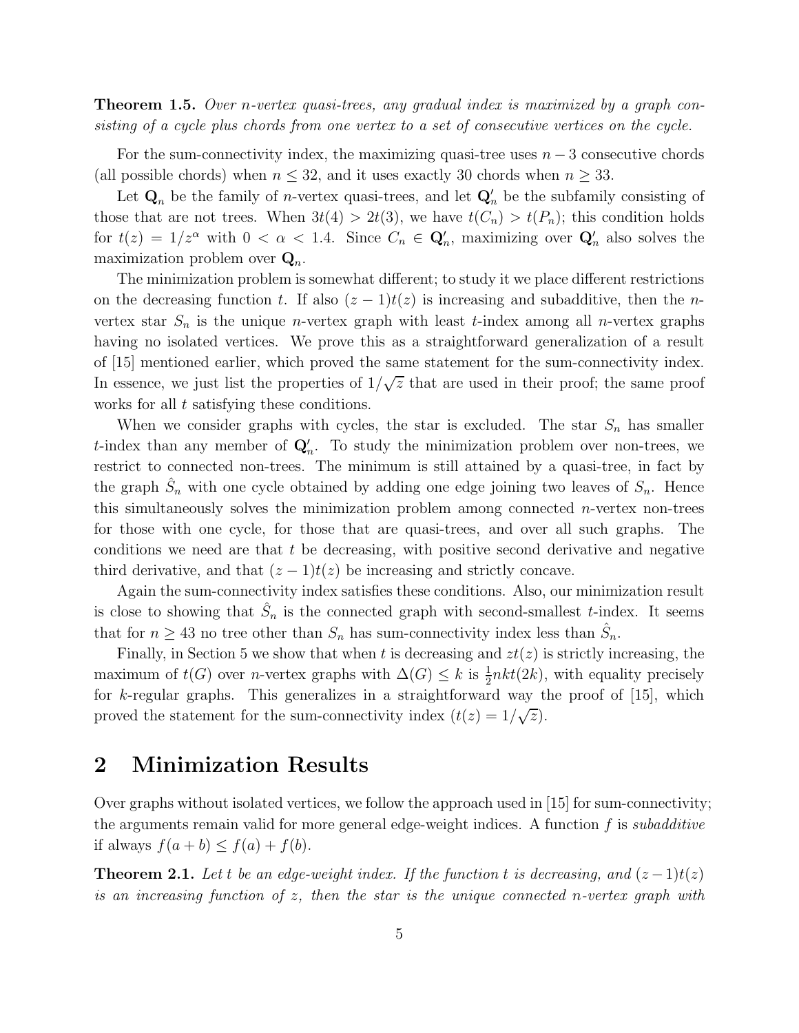**Theorem 1.5.** *Over n-vertex quasi-trees, any gradual index is maximized by a graph consisting of a cycle plus chords from one vertex to a set of consecutive vertices on the cycle.*

For the sum-connectivity index, the maximizing quasi-tree uses $n-3$ consecutive chords (all possible chords) when $n \le 32$, and it uses exactly 30 chords when $n \ge 33$.

Let $\mathbf{Q}_n$ be the family of $n$-vertex quasi-trees, and let $\mathbf{Q}'_n$ be the subfamily consisting of those that are not trees. When $3t(4) > 2t(3)$, we have $t(C_n) > t(P_n)$; this condition holds for $t(z) = 1/z^\alpha$ with $0 < \alpha < 1.4$. Since $C_n \in \mathbf{Q}'_n$, maximizing over $\mathbf{Q}'_n$ also solves the maximization problem over $\mathbf{Q}_n$.

The minimization problem is somewhat different; to study it we place different restrictions on the decreasing function $t$. If also $(z-1)t(z)$ is increasing and subadditive, then the $n$-vertex star $S_n$ is the unique $n$-vertex graph with least $t$-index among all $n$-vertex graphs having no isolated vertices. We prove this as a straightforward generalization of a result of [15] mentioned earlier, which proved the same statement for the sum-connectivity index. In essence, we just list the properties of $1/\sqrt{z}$ that are used in their proof; the same proof works for all $t$ satisfying these conditions.

When we consider graphs with cycles, the star is excluded. The star $S_n$ has smaller $t$-index than any member of $\mathbf{Q}'_n$. To study the minimization problem over non-trees, we restrict to connected non-trees. The minimum is still attained by a quasi-tree, in fact by the graph $\hat{S}_n$ with one cycle obtained by adding one edge joining two leaves of $S_n$. Hence this simultaneously solves the minimization problem among connected $n$-vertex non-trees for those with one cycle, for those that are quasi-trees, and over all such graphs. The conditions we need are that $t$ be decreasing, with positive second derivative and negative third derivative, and that $(z-1)t(z)$ be increasing and strictly concave.

Again the sum-connectivity index satisfies these conditions. Also, our minimization result is close to showing that $\hat{S}_n$ is the connected graph with second-smallest $t$-index. It seems that for $n \ge 43$ no tree other than $S_n$ has sum-connectivity index less than $\hat{S}_n$.

Finally, in Section 5 we show that when $t$ is decreasing and $zt(z)$ is strictly increasing, the maximum of $t(G)$ over $n$-vertex graphs with $\Delta(G) \le k$ is $\frac{1}{2}nkt(2k)$, with equality precisely for $k$-regular graphs. This generalizes in a straightforward way the proof of [15], which proved the statement for the sum-connectivity index ($t(z) = 1/\sqrt{z}$).

## 2 Minimization Results

Over graphs without isolated vertices, we follow the approach used in [15] for sum-connectivity; the arguments remain valid for more general edge-weight indices. A function $f$ is *subadditive* if always $f(a+b) \le f(a) + f(b)$.

**Theorem 2.1.** *Let $t$ be an edge-weight index. If the function $t$ is decreasing, and $(z-1)t(z)$ is an increasing function of $z$, then the star is the unique connected $n$-vertex graph with*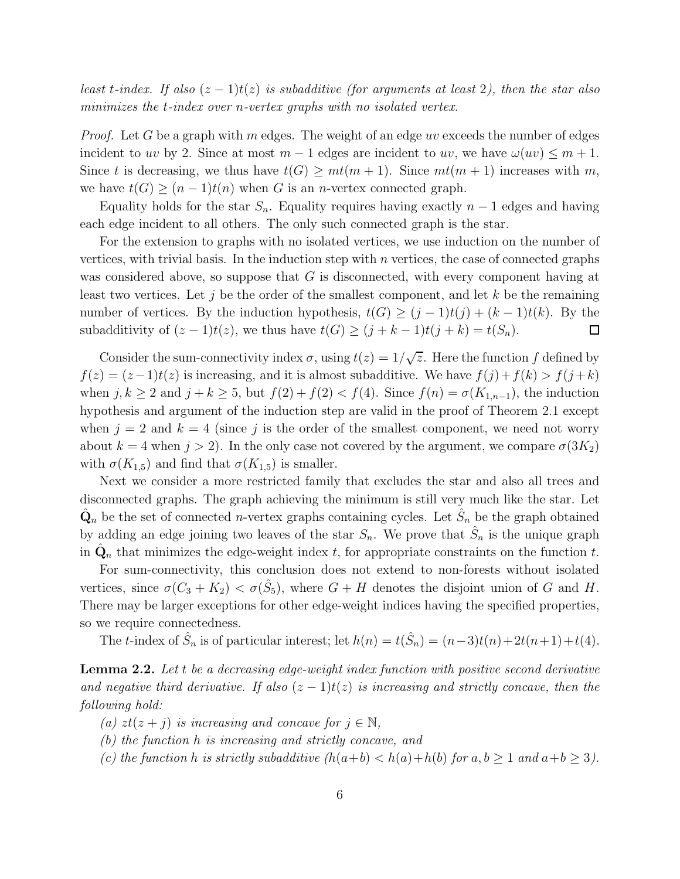*least t-index. If also $(z-1)t(z)$ is subadditive (for arguments at least 2), then the star also minimizes the t-index over n-vertex graphs with no isolated vertex.*

*Proof.* Let $G$ be a graph with $m$ edges. The weight of an edge $uv$ exceeds the number of edges incident to $uv$ by 2. Since at most $m-1$ edges are incident to $uv$, we have $\omega(uv) \le m+1$. Since $t$ is decreasing, we thus have $t(G) \ge mt(m+1)$. Since $mt(m+1)$ increases with $m$, we have $t(G) \ge (n-1)t(n)$ when $G$ is an $n$-vertex connected graph.

Equality holds for the star $S_n$. Equality requires having exactly $n-1$ edges and having each edge incident to all others. The only such connected graph is the star.

For the extension to graphs with no isolated vertices, we use induction on the number of vertices, with trivial basis. In the induction step with $n$ vertices, the case of connected graphs was considered above, so suppose that $G$ is disconnected, with every component having at least two vertices. Let $j$ be the order of the smallest component, and let $k$ be the remaining number of vertices. By the induction hypothesis, $t(G) \ge (j-1)t(j) + (k-1)t(k)$. By the subadditivity of $(z-1)t(z)$, we thus have $t(G) \ge (j+k-1)t(j+k) = t(S_n)$. □

Consider the sum-connectivity index $\sigma$, using $t(z) = 1/\sqrt{z}$. Here the function $f$ defined by $f(z) = (z-1)t(z)$ is increasing, and it is almost subadditive. We have $f(j) + f(k) > f(j+k)$ when $j, k \ge 2$ and $j+k \ge 5$, but $f(2) + f(2) < f(4)$. Since $f(n) = \sigma(K_{1,n-1})$, the induction hypothesis and argument of the induction step are valid in the proof of Theorem 2.1 except when $j = 2$ and $k = 4$ (since $j$ is the order of the smallest component, we need not worry about $k = 4$ when $j > 2$). In the only case not covered by the argument, we compare $\sigma(3K_2)$ with $\sigma(K_{1,5})$ and find that $\sigma(K_{1,5})$ is smaller.

Next we consider a more restricted family that excludes the star and also all trees and disconnected graphs. The graph achieving the minimum is still very much like the star. Let $\hat{\mathbf{Q}}_n$ be the set of connected $n$-vertex graphs containing cycles. Let $\hat{S}_n$ be the graph obtained by adding an edge joining two leaves of the star $S_n$. We prove that $\hat{S}_n$ is the unique graph in $\hat{\mathbf{Q}}_n$ that minimizes the edge-weight index $t$, for appropriate constraints on the function $t$.

For sum-connectivity, this conclusion does not extend to non-forests without isolated vertices, since $\sigma(C_3 + K_2) < \sigma(\hat{S}_5)$, where $G + H$ denotes the disjoint union of $G$ and $H$. There may be larger exceptions for other edge-weight indices having the specified properties, so we require connectedness.

The $t$-index of $\hat{S}_n$ is of particular interest; let $h(n) = t(\hat{S}_n) = (n-3)t(n) + 2t(n+1) + t(4)$.

**Lemma 2.2.** *Let $t$ be a decreasing edge-weight index function with positive second derivative and negative third derivative. If also $(z-1)t(z)$ is increasing and strictly concave, then the following hold:*

*(a) $zt(z+j)$ is increasing and concave for $j \in \mathbb{N}$,*

*(b) the function $h$ is increasing and strictly concave, and*

*(c) the function $h$ is strictly subadditive ($h(a+b) < h(a)+h(b)$ for $a, b \ge 1$ and $a+b \ge 3$).*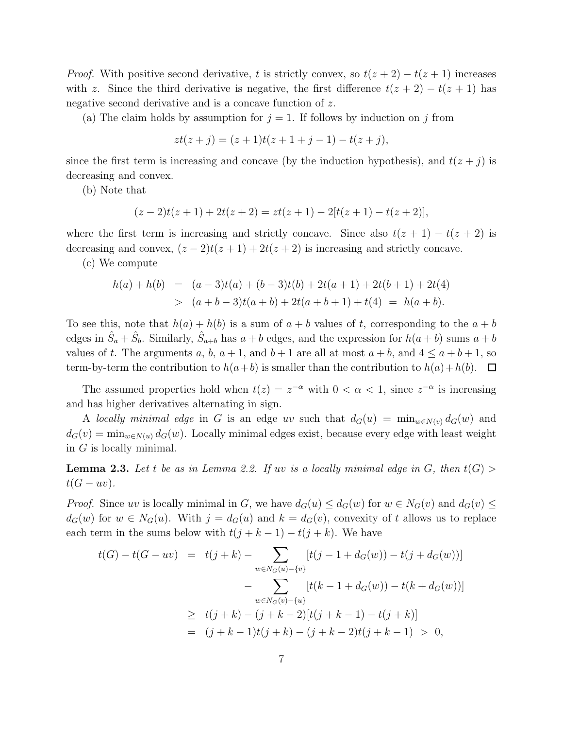*Proof.* With positive second derivative, $t$ is strictly convex, so $t(z+2) - t(z+1)$ increases with $z$. Since the third derivative is negative, the first difference $t(z+2) - t(z+1)$ has negative second derivative and is a concave function of $z$.

(a) The claim holds by assumption for $j = 1$. If follows by induction on $j$ from

$$zt(z+j) = (z+1)t(z+1+j-1) - t(z+j),$$

since the first term is increasing and concave (by the induction hypothesis), and $t(z+j)$ is decreasing and convex.

(b) Note that

$$(z-2)t(z+1) + 2t(z+2) = zt(z+1) - 2[t(z+1) - t(z+2)],$$

where the first term is increasing and strictly concave. Since also $t(z+1) - t(z+2)$ is decreasing and convex, $(z-2)t(z+1) + 2t(z+2)$ is increasing and strictly concave.

(c) We compute

$$\begin{aligned} h(a) + h(b) &= (a-3)t(a) + (b-3)t(b) + 2t(a+1) + 2t(b+1) + 2t(4) \\ &> (a+b-3)t(a+b) + 2t(a+b+1) + t(4) = h(a+b). \end{aligned}$$

To see this, note that $h(a) + h(b)$ is a sum of $a+b$ values of $t$, corresponding to the $a+b$ edges in $\hat{S}_a + \hat{S}_b$. Similarly, $\hat{S}_{a+b}$ has $a+b$ edges, and the expression for $h(a+b)$ sums $a+b$ values of $t$. The arguments $a$, $b$, $a+1$, and $b+1$ are all at most $a+b$, and $4 \le a+b+1$, so term-by-term the contribution to $h(a+b)$ is smaller than the contribution to $h(a)+h(b)$. $\square$

The assumed properties hold when $t(z) = z^{-\alpha}$ with $0 < \alpha < 1$, since $z^{-\alpha}$ is increasing and has higher derivatives alternating in sign.

A *locally minimal edge* in $G$ is an edge $uv$ such that $d_G(u) = \min_{w \in N(v)} d_G(w)$ and $d_G(v) = \min_{w \in N(u)} d_G(w)$. Locally minimal edges exist, because every edge with least weight in $G$ is locally minimal.

**Lemma 2.3.** *Let $t$ be as in Lemma 2.2. If $uv$ is a locally minimal edge in $G$, then $t(G) > t(G - uv)$.*

*Proof.* Since $uv$ is locally minimal in $G$, we have $d_G(u) \le d_G(w)$ for $w \in N_G(v)$ and $d_G(v) \le d_G(w)$ for $w \in N_G(u)$. With $j = d_G(u)$ and $k = d_G(v)$, convexity of $t$ allows us to replace each term in the sums below with $t(j+k-1) - t(j+k)$. We have

$$\begin{aligned} t(G) - t(G-uv) &= t(j+k) - \sum_{w \in N_G(u)-\{v\}} [t(j-1+d_G(w)) - t(j+d_G(w))] \\ &\quad - \sum_{w \in N_G(v)-\{u\}} [t(k-1+d_G(w)) - t(k+d_G(w))] \\ &\ge t(j+k) - (j+k-2)[t(j+k-1) - t(j+k)] \\ &= (j+k-1)t(j+k) - (j+k-2)t(j+k-1) > 0, \end{aligned}$$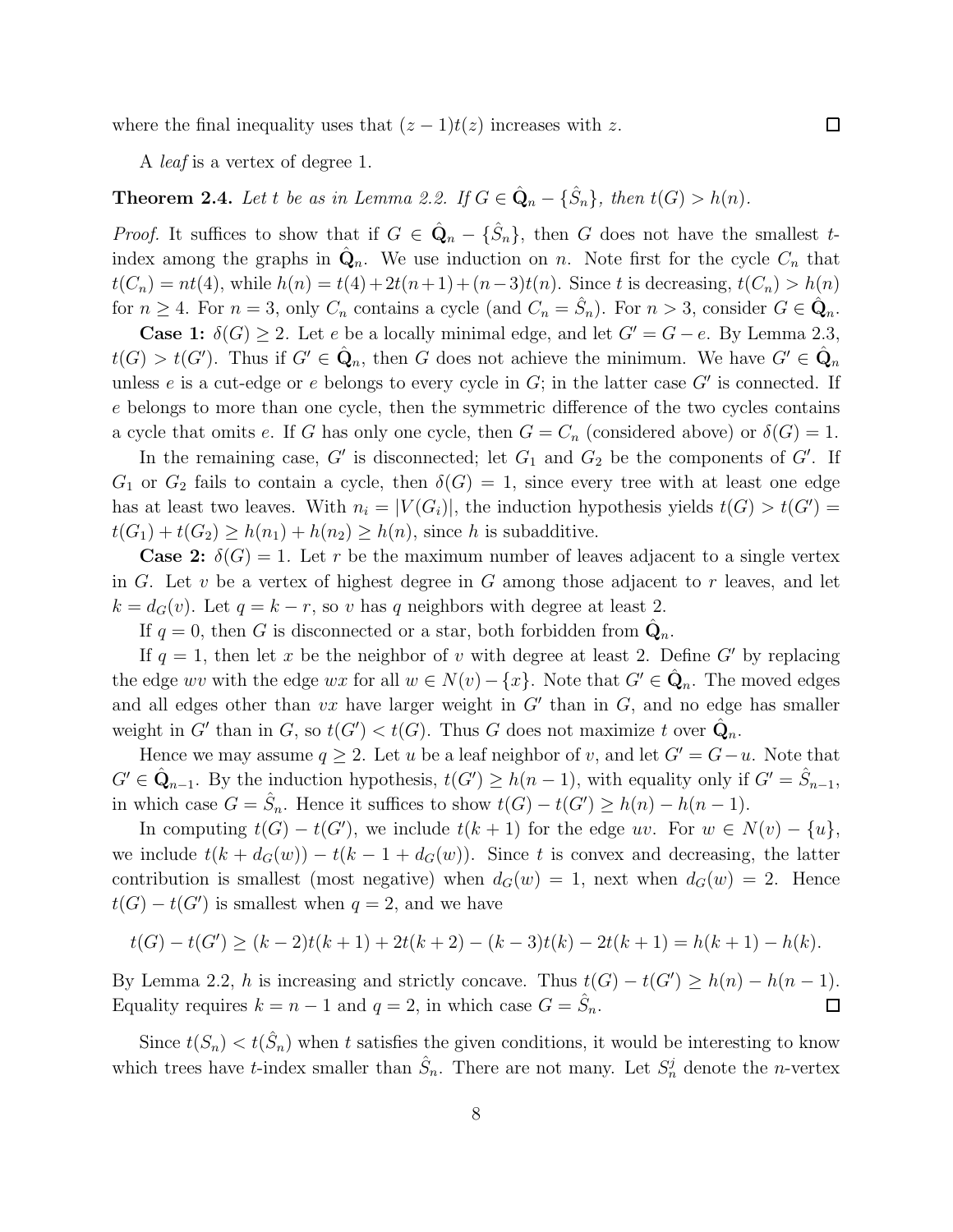where the final inequality uses that $(z-1)t(z)$ increases with $z$. $\square$

A *leaf* is a vertex of degree 1.

**Theorem 2.4.** *Let $t$ be as in Lemma 2.2. If $G \in \hat{\mathbf{Q}}_n - \{\hat{S}_n\}$, then $t(G) > h(n)$.*

*Proof.* It suffices to show that if $G \in \hat{\mathbf{Q}}_n - \{\hat{S}_n\}$, then $G$ does not have the smallest $t$-index among the graphs in $\hat{\mathbf{Q}}_n$. We use induction on $n$. Note first for the cycle $C_n$ that $t(C_n) = nt(4)$, while $h(n) = t(4) + 2t(n+1) + (n-3)t(n)$. Since $t$ is decreasing, $t(C_n) > h(n)$ for $n \geq 4$. For $n = 3$, only $C_n$ contains a cycle (and $C_n = \hat{S}_n$). For $n > 3$, consider $G \in \hat{\mathbf{Q}}_n$.

**Case 1:** $\delta(G) \geq 2$. Let $e$ be a locally minimal edge, and let $G' = G - e$. By Lemma 2.3, $t(G) > t(G')$. Thus if $G' \in \hat{\mathbf{Q}}_n$, then $G$ does not achieve the minimum. We have $G' \in \hat{\mathbf{Q}}_n$ unless $e$ is a cut-edge or $e$ belongs to every cycle in $G$; in the latter case $G'$ is connected. If $e$ belongs to more than one cycle, then the symmetric difference of the two cycles contains a cycle that omits $e$. If $G$ has only one cycle, then $G = C_n$ (considered above) or $\delta(G) = 1$.

In the remaining case, $G'$ is disconnected; let $G_1$ and $G_2$ be the components of $G'$. If $G_1$ or $G_2$ fails to contain a cycle, then $\delta(G) = 1$, since every tree with at least one edge has at least two leaves. With $n_i = |V(G_i)|$, the induction hypothesis yields $t(G) > t(G') = t(G_1) + t(G_2) \geq h(n_1) + h(n_2) \geq h(n)$, since $h$ is subadditive.

**Case 2:** $\delta(G) = 1$. Let $r$ be the maximum number of leaves adjacent to a single vertex in $G$. Let $v$ be a vertex of highest degree in $G$ among those adjacent to $r$ leaves, and let $k = d_G(v)$. Let $q = k - r$, so $v$ has $q$ neighbors with degree at least 2.

If $q = 0$, then $G$ is disconnected or a star, both forbidden from $\hat{\mathbf{Q}}_n$.

If $q = 1$, then let $x$ be the neighbor of $v$ with degree at least 2. Define $G'$ by replacing the edge $wv$ with the edge $wx$ for all $w \in N(v) - \{x\}$. Note that $G' \in \hat{\mathbf{Q}}_n$. The moved edges and all edges other than $vx$ have larger weight in $G'$ than in $G$, and no edge has smaller weight in $G'$ than in $G$, so $t(G') < t(G)$. Thus $G$ does not maximize $t$ over $\hat{\mathbf{Q}}_n$.

Hence we may assume $q \geq 2$. Let $u$ be a leaf neighbor of $v$, and let $G' = G - u$. Note that $G' \in \hat{\mathbf{Q}}_{n-1}$. By the induction hypothesis, $t(G') \geq h(n-1)$, with equality only if $G' = \hat{S}_{n-1}$, in which case $G = \hat{S}_n$. Hence it suffices to show $t(G) - t(G') \geq h(n) - h(n-1)$.

In computing $t(G) - t(G')$, we include $t(k+1)$ for the edge $uv$. For $w \in N(v) - \{u\}$, we include $t(k + d_G(w)) - t(k - 1 + d_G(w))$. Since $t$ is convex and decreasing, the latter contribution is smallest (most negative) when $d_G(w) = 1$, next when $d_G(w) = 2$. Hence $t(G) - t(G')$ is smallest when $q = 2$, and we have

$$t(G) - t(G') \geq (k-2)t(k+1) + 2t(k+2) - (k-3)t(k) - 2t(k+1) = h(k+1) - h(k).$$

By Lemma 2.2, $h$ is increasing and strictly concave. Thus $t(G) - t(G') \geq h(n) - h(n-1)$. Equality requires $k = n-1$ and $q = 2$, in which case $G = \hat{S}_n$. $\square$

Since $t(S_n) < t(\hat{S}_n)$ when $t$ satisfies the given conditions, it would be interesting to know which trees have $t$-index smaller than $\hat{S}_n$. There are not many. Let $S_n^j$ denote the $n$-vertex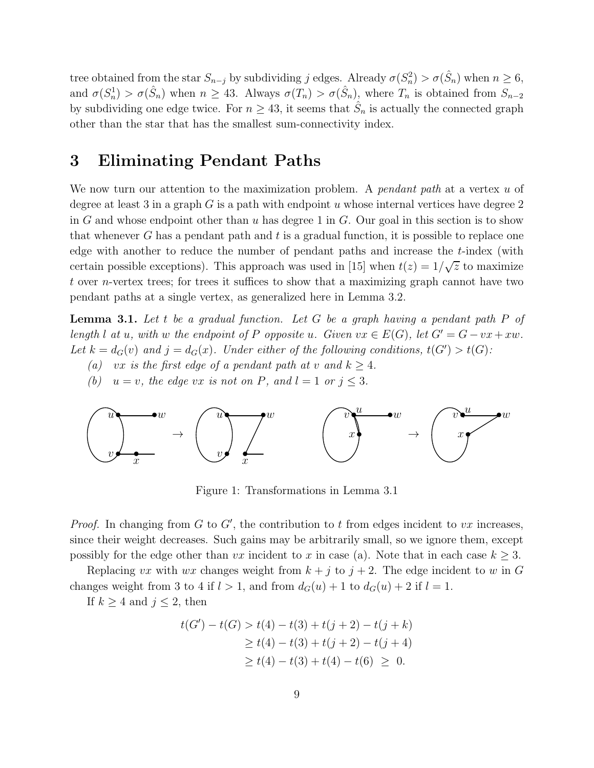tree obtained from the star $S_{n-j}$ by subdividing $j$ edges. Already $\sigma(S_n^2) > \sigma(\hat{S}_n)$ when $n \geq 6$, and $\sigma(S_n^1) > \sigma(\hat{S}_n)$ when $n \geq 43$. Always $\sigma(T_n) > \sigma(\hat{S}_n)$, where $T_n$ is obtained from $S_{n-2}$ by subdividing one edge twice. For $n \geq 43$, it seems that $\hat{S}_n$ is actually the connected graph other than the star that has the smallest sum-connectivity index.

# 3 Eliminating Pendant Paths

We now turn our attention to the maximization problem. A *pendant path* at a vertex $u$ of degree at least 3 in a graph $G$ is a path with endpoint $u$ whose internal vertices have degree 2 in $G$ and whose endpoint other than $u$ has degree 1 in $G$. Our goal in this section is to show that whenever $G$ has a pendant path and $t$ is a gradual function, it is possible to replace one edge with another to reduce the number of pendant paths and increase the $t$-index (with certain possible exceptions). This approach was used in [15] when $t(z) = 1/\sqrt{z}$ to maximize $t$ over $n$-vertex trees; for trees it suffices to show that a maximizing graph cannot have two pendant paths at a single vertex, as generalized here in Lemma 3.2.

**Lemma 3.1.** *Let $t$ be a gradual function. Let $G$ be a graph having a pendant path $P$ of length $l$ at $u$, with $w$ the endpoint of $P$ opposite $u$. Given $vx \in E(G)$, let $G' = G - vx + xw$. Let $k = d_G(v)$ and $j = d_G(x)$. Under either of the following conditions, $t(G') > t(G)$:*

*(a) $vx$ is the first edge of a pendant path at $v$ and $k \geq 4$.*

*(b) $u = v$, the edge $vx$ is not on $P$, and $l = 1$ or $j \leq 3$.*

Figure 1: Transformations in Lemma 3.1

*Proof.* In changing from $G$ to $G'$, the contribution to $t$ from edges incident to $vx$ increases, since their weight decreases. Such gains may be arbitrarily small, so we ignore them, except possibly for the edge other than $vx$ incident to $x$ in case (a). Note that in each case $k \geq 3$.

Replacing $vx$ with $wx$ changes weight from $k + j$ to $j + 2$. The edge incident to $w$ in $G$ changes weight from 3 to 4 if $l > 1$, and from $d_G(u) + 1$ to $d_G(u) + 2$ if $l = 1$.

If $k \geq 4$ and $j \leq 2$, then

$$
\begin{aligned}
t(G') - t(G) &> t(4) - t(3) + t(j+2) - t(j+k) \\
&\geq t(4) - t(3) + t(j+2) - t(j+4) \\
&\geq t(4) - t(3) + t(4) - t(6) \;\geq\; 0.
\end{aligned}
$$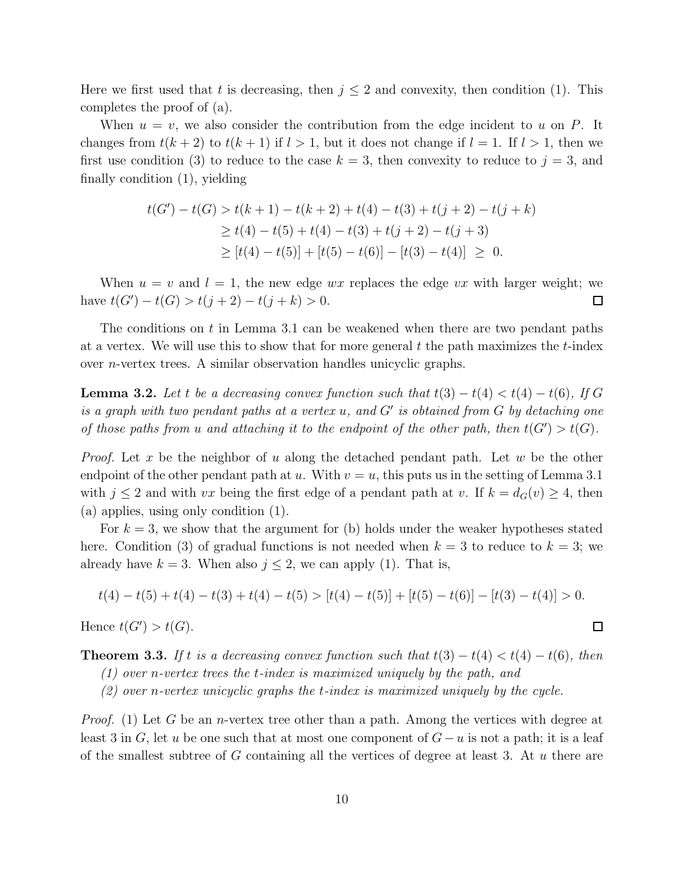Here we first used that $t$ is decreasing, then $j \le 2$ and convexity, then condition (1). This completes the proof of (a).

When $u = v$, we also consider the contribution from the edge incident to $u$ on $P$. It changes from $t(k+2)$ to $t(k+1)$ if $l > 1$, but it does not change if $l = 1$. If $l > 1$, then we first use condition (3) to reduce to the case $k = 3$, then convexity to reduce to $j = 3$, and finally condition (1), yielding

$$\begin{aligned} t(G') - t(G) &> t(k+1) - t(k+2) + t(4) - t(3) + t(j+2) - t(j+k) \\ &\ge t(4) - t(5) + t(4) - t(3) + t(j+2) - t(j+3) \\ &\ge [t(4) - t(5)] + [t(5) - t(6)] - [t(3) - t(4)] \;\ge\; 0. \end{aligned}$$

When $u = v$ and $l = 1$, the new edge $wx$ replaces the edge $vx$ with larger weight; we have $t(G') - t(G) > t(j+2) - t(j+k) > 0$. $\square$

The conditions on $t$ in Lemma 3.1 can be weakened when there are two pendant paths at a vertex. We will use this to show that for more general $t$ the path maximizes the $t$-index over $n$-vertex trees. A similar observation handles unicyclic graphs.

**Lemma 3.2.** *Let $t$ be a decreasing convex function such that $t(3) - t(4) < t(4) - t(6)$, If $G$ is a graph with two pendant paths at a vertex $u$, and $G'$ is obtained from $G$ by detaching one of those paths from $u$ and attaching it to the endpoint of the other path, then $t(G') > t(G)$.*

*Proof.* Let $x$ be the neighbor of $u$ along the detached pendant path. Let $w$ be the other endpoint of the other pendant path at $u$. With $v = u$, this puts us in the setting of Lemma 3.1 with $j \le 2$ and with $vx$ being the first edge of a pendant path at $v$. If $k = d_G(v) \ge 4$, then (a) applies, using only condition (1).

For $k = 3$, we show that the argument for (b) holds under the weaker hypotheses stated here. Condition (3) of gradual functions is not needed when $k = 3$ to reduce to $k = 3$; we already have $k = 3$. When also $j \le 2$, we can apply (1). That is,

$$t(4) - t(5) + t(4) - t(3) + t(4) - t(5) > [t(4) - t(5)] + [t(5) - t(6)] - [t(3) - t(4)] > 0.$$

Hence $t(G') > t(G)$. $\square$

**Theorem 3.3.** *If $t$ is a decreasing convex function such that $t(3) - t(4) < t(4) - t(6)$, then*

*(1) over $n$-vertex trees the $t$-index is maximized uniquely by the path, and*

*(2) over $n$-vertex unicyclic graphs the $t$-index is maximized uniquely by the cycle.*

*Proof.* (1) Let $G$ be an $n$-vertex tree other than a path. Among the vertices with degree at least 3 in $G$, let $u$ be one such that at most one component of $G - u$ is not a path; it is a leaf of the smallest subtree of $G$ containing all the vertices of degree at least 3. At $u$ there are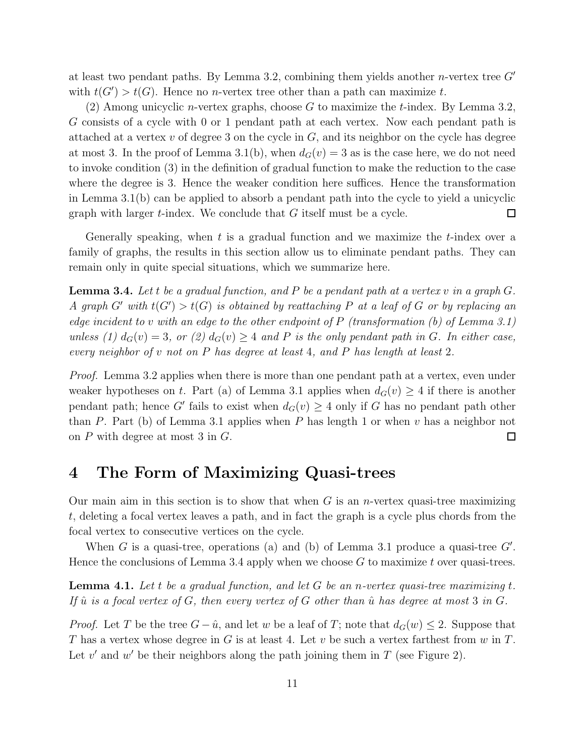at least two pendant paths. By Lemma 3.2, combining them yields another $n$-vertex tree $G'$ with $t(G') > t(G)$. Hence no $n$-vertex tree other than a path can maximize $t$.

(2) Among unicyclic $n$-vertex graphs, choose $G$ to maximize the $t$-index. By Lemma 3.2, $G$ consists of a cycle with 0 or 1 pendant path at each vertex. Now each pendant path is attached at a vertex $v$ of degree 3 on the cycle in $G$, and its neighbor on the cycle has degree at most 3. In the proof of Lemma 3.1(b), when $d_G(v) = 3$ as is the case here, we do not need to invoke condition (3) in the definition of gradual function to make the reduction to the case where the degree is 3. Hence the weaker condition here suffices. Hence the transformation in Lemma 3.1(b) can be applied to absorb a pendant path into the cycle to yield a unicyclic graph with larger $t$-index. We conclude that $G$ itself must be a cycle. $\square$

Generally speaking, when $t$ is a gradual function and we maximize the $t$-index over a family of graphs, the results in this section allow us to eliminate pendant paths. They can remain only in quite special situations, which we summarize here.

**Lemma 3.4.** *Let $t$ be a gradual function, and $P$ be a pendant path at a vertex $v$ in a graph $G$. A graph $G'$ with $t(G') > t(G)$ is obtained by reattaching $P$ at a leaf of $G$ or by replacing an edge incident to $v$ with an edge to the other endpoint of $P$ (transformation (b) of Lemma 3.1) unless (1) $d_G(v) = 3$, or (2) $d_G(v) \geq 4$ and $P$ is the only pendant path in $G$. In either case, every neighbor of $v$ not on $P$ has degree at least 4, and $P$ has length at least 2.*

*Proof.* Lemma 3.2 applies when there is more than one pendant path at a vertex, even under weaker hypotheses on $t$. Part (a) of Lemma 3.1 applies when $d_G(v) \geq 4$ if there is another pendant path; hence $G'$ fails to exist when $d_G(v) \geq 4$ only if $G$ has no pendant path other than $P$. Part (b) of Lemma 3.1 applies when $P$ has length 1 or when $v$ has a neighbor not on $P$ with degree at most 3 in $G$. $\square$

# 4 The Form of Maximizing Quasi-trees

Our main aim in this section is to show that when $G$ is an $n$-vertex quasi-tree maximizing $t$, deleting a focal vertex leaves a path, and in fact the graph is a cycle plus chords from the focal vertex to consecutive vertices on the cycle.

When $G$ is a quasi-tree, operations (a) and (b) of Lemma 3.1 produce a quasi-tree $G'$. Hence the conclusions of Lemma 3.4 apply when we choose $G$ to maximize $t$ over quasi-trees.

**Lemma 4.1.** *Let $t$ be a gradual function, and let $G$ be an $n$-vertex quasi-tree maximizing $t$. If $\hat{u}$ is a focal vertex of $G$, then every vertex of $G$ other than $\hat{u}$ has degree at most 3 in $G$.*

*Proof.* Let $T$ be the tree $G - \hat{u}$, and let $w$ be a leaf of $T$; note that $d_G(w) \leq 2$. Suppose that $T$ has a vertex whose degree in $G$ is at least 4. Let $v$ be such a vertex farthest from $w$ in $T$. Let $v'$ and $w'$ be their neighbors along the path joining them in $T$ (see Figure 2).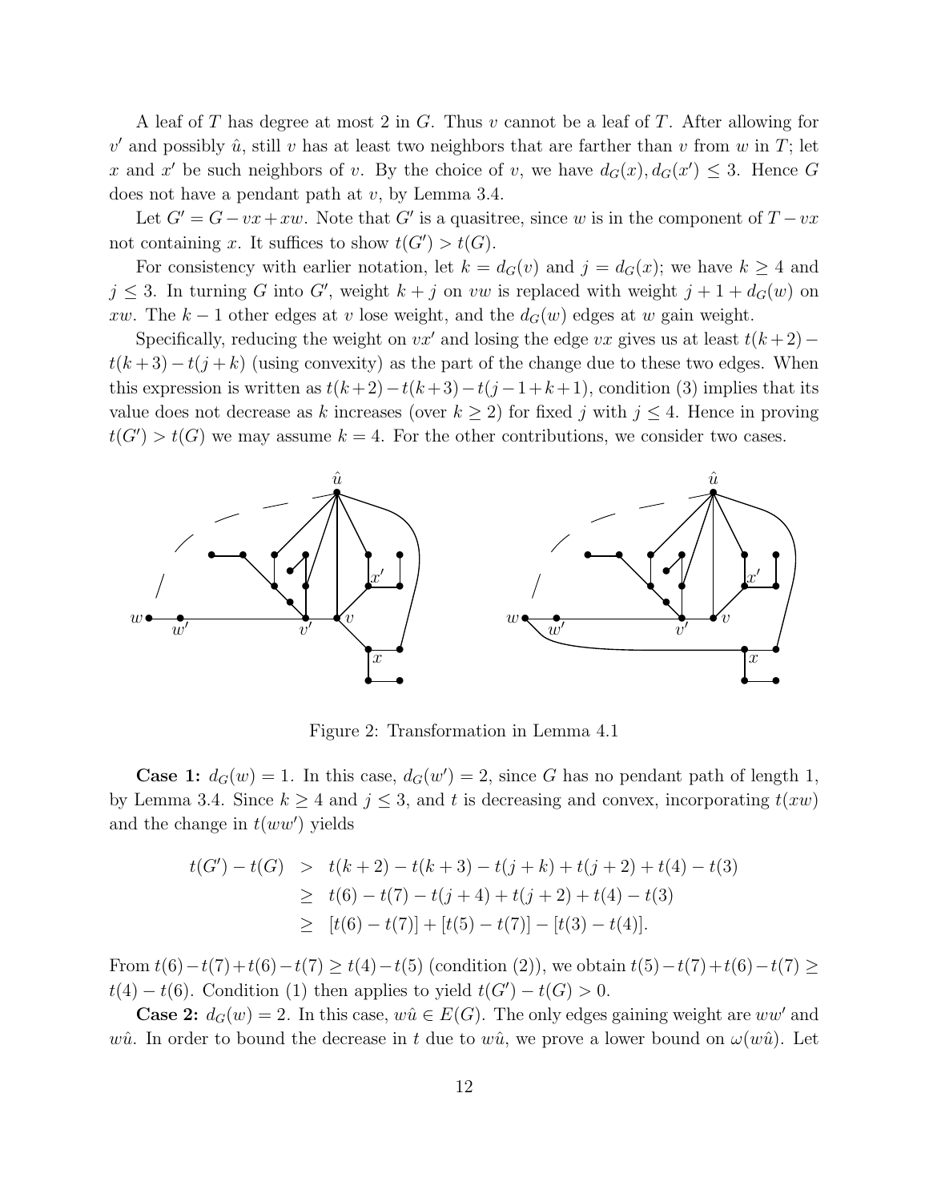A leaf of $T$ has degree at most 2 in $G$. Thus $v$ cannot be a leaf of $T$. After allowing for $v'$ and possibly $\hat{u}$, still $v$ has at least two neighbors that are farther than $v$ from $w$ in $T$; let $x$ and $x'$ be such neighbors of $v$. By the choice of $v$, we have $d_G(x), d_G(x') \le 3$. Hence $G$ does not have a pendant path at $v$, by Lemma 3.4.

Let $G' = G - vx + xw$. Note that $G'$ is a quasitree, since $w$ is in the component of $T - vx$ not containing $x$. It suffices to show $t(G') > t(G)$.

For consistency with earlier notation, let $k = d_G(v)$ and $j = d_G(x)$; we have $k \ge 4$ and $j \le 3$. In turning $G$ into $G'$, weight $k + j$ on $vw$ is replaced with weight $j + 1 + d_G(w)$ on $xw$. The $k - 1$ other edges at $v$ lose weight, and the $d_G(w)$ edges at $w$ gain weight.

Specifically, reducing the weight on $vx'$ and losing the edge $vx$ gives us at least $t(k+2) - t(k+3) - t(j+k)$ (using convexity) as the part of the change due to these two edges. When this expression is written as $t(k+2) - t(k+3) - t(j-1+k+1)$, condition (3) implies that its value does not decrease as $k$ increases (over $k \ge 2$) for fixed $j$ with $j \le 4$. Hence in proving $t(G') > t(G)$ we may assume $k = 4$. For the other contributions, we consider two cases.

Figure 2: Transformation in Lemma 4.1

**Case 1:** $d_G(w) = 1$. In this case, $d_G(w') = 2$, since $G$ has no pendant path of length 1, by Lemma 3.4. Since $k \ge 4$ and $j \le 3$, and $t$ is decreasing and convex, incorporating $t(xw)$ and the change in $t(ww')$ yields

$$\begin{aligned} t(G') - t(G) &> t(k+2) - t(k+3) - t(j+k) + t(j+2) + t(4) - t(3) \\ &\ge t(6) - t(7) - t(j+4) + t(j+2) + t(4) - t(3) \\ &\ge [t(6) - t(7)] + [t(5) - t(7)] - [t(3) - t(4)]. \end{aligned}$$

From $t(6) - t(7) + t(6) - t(7) \ge t(4) - t(5)$ (condition (2)), we obtain $t(5) - t(7) + t(6) - t(7) \ge t(4) - t(6)$. Condition (1) then applies to yield $t(G') - t(G) > 0$.

**Case 2:** $d_G(w) = 2$. In this case, $w\hat{u} \in E(G)$. The only edges gaining weight are $ww'$ and $w\hat{u}$. In order to bound the decrease in $t$ due to $w\hat{u}$, we prove a lower bound on $\omega(w\hat{u})$. Let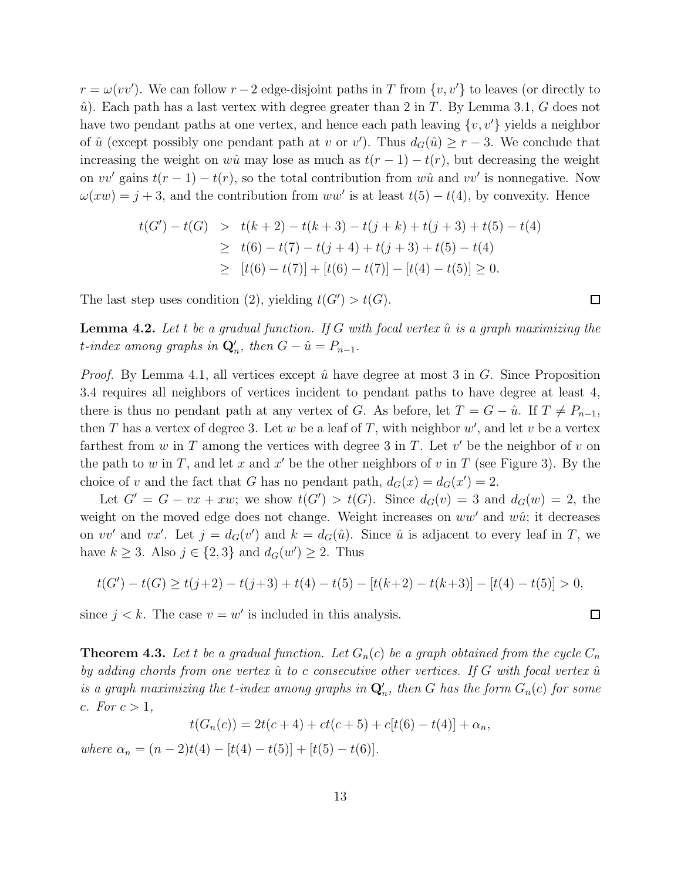$r = \omega(vv')$. We can follow $r-2$ edge-disjoint paths in $T$ from $\{v, v'\}$ to leaves (or directly to $\hat{u}$). Each path has a last vertex with degree greater than 2 in $T$. By Lemma 3.1, $G$ does not have two pendant paths at one vertex, and hence each path leaving $\{v, v'\}$ yields a neighbor of $\hat{u}$ (except possibly one pendant path at $v$ or $v'$). Thus $d_G(\hat{u}) \geq r-3$. We conclude that increasing the weight on $w\hat{u}$ may lose as much as $t(r-1) - t(r)$, but decreasing the weight on $vv'$ gains $t(r-1) - t(r)$, so the total contribution from $w\hat{u}$ and $vv'$ is nonnegative. Now $\omega(xw) = j+3$, and the contribution from $ww'$ is at least $t(5) - t(4)$, by convexity. Hence

$$
\begin{aligned}
t(G') - t(G) &> t(k+2) - t(k+3) - t(j+k) + t(j+3) + t(5) - t(4) \\
&\geq t(6) - t(7) - t(j+4) + t(j+3) + t(5) - t(4) \\
&\geq [t(6) - t(7)] + [t(6) - t(7)] - [t(4) - t(5)] \geq 0.
\end{aligned}
$$

The last step uses condition (2), yielding $t(G') > t(G)$. $\square$

**Lemma 4.2.** *Let $t$ be a gradual function. If $G$ with focal vertex $\hat{u}$ is a graph maximizing the $t$-index among graphs in $\mathbf{Q}'_n$, then $G - \hat{u} = P_{n-1}$.*

*Proof.* By Lemma 4.1, all vertices except $\hat{u}$ have degree at most 3 in $G$. Since Proposition 3.4 requires all neighbors of vertices incident to pendant paths to have degree at least 4, there is thus no pendant path at any vertex of $G$. As before, let $T = G - \hat{u}$. If $T \neq P_{n-1}$, then $T$ has a vertex of degree 3. Let $w$ be a leaf of $T$, with neighbor $w'$, and let $v$ be a vertex farthest from $w$ in $T$ among the vertices with degree 3 in $T$. Let $v'$ be the neighbor of $v$ on the path to $w$ in $T$, and let $x$ and $x'$ be the other neighbors of $v$ in $T$ (see Figure 3). By the choice of $v$ and the fact that $G$ has no pendant path, $d_G(x) = d_G(x') = 2$.

Let $G' = G - vx + xw$; we show $t(G') > t(G)$. Since $d_G(v) = 3$ and $d_G(w) = 2$, the weight on the moved edge does not change. Weight increases on $ww'$ and $w\hat{u}$; it decreases on $vv'$ and $vx'$. Let $j = d_G(v')$ and $k = d_G(\hat{u})$. Since $\hat{u}$ is adjacent to every leaf in $T$, we have $k \geq 3$. Also $j \in \{2, 3\}$ and $d_G(w') \geq 2$. Thus

$$
t(G') - t(G) \geq t(j+2) - t(j+3) + t(4) - t(5) - [t(k+2) - t(k+3)] - [t(4) - t(5)] > 0,
$$

since $j < k$. The case $v = w'$ is included in this analysis. $\square$

**Theorem 4.3.** *Let $t$ be a gradual function. Let $G_n(c)$ be a graph obtained from the cycle $C_n$ by adding chords from one vertex $\hat{u}$ to $c$ consecutive other vertices. If $G$ with focal vertex $\hat{u}$ is a graph maximizing the $t$-index among graphs in $\mathbf{Q}'_n$, then $G$ has the form $G_n(c)$ for some $c$. For $c > 1$,*

$$
t(G_n(c)) = 2t(c+4) + ct(c+5) + c[t(6) - t(4)] + \alpha_n,
$$

*where $\alpha_n = (n-2)t(4) - [t(4) - t(5)] + [t(5) - t(6)]$.*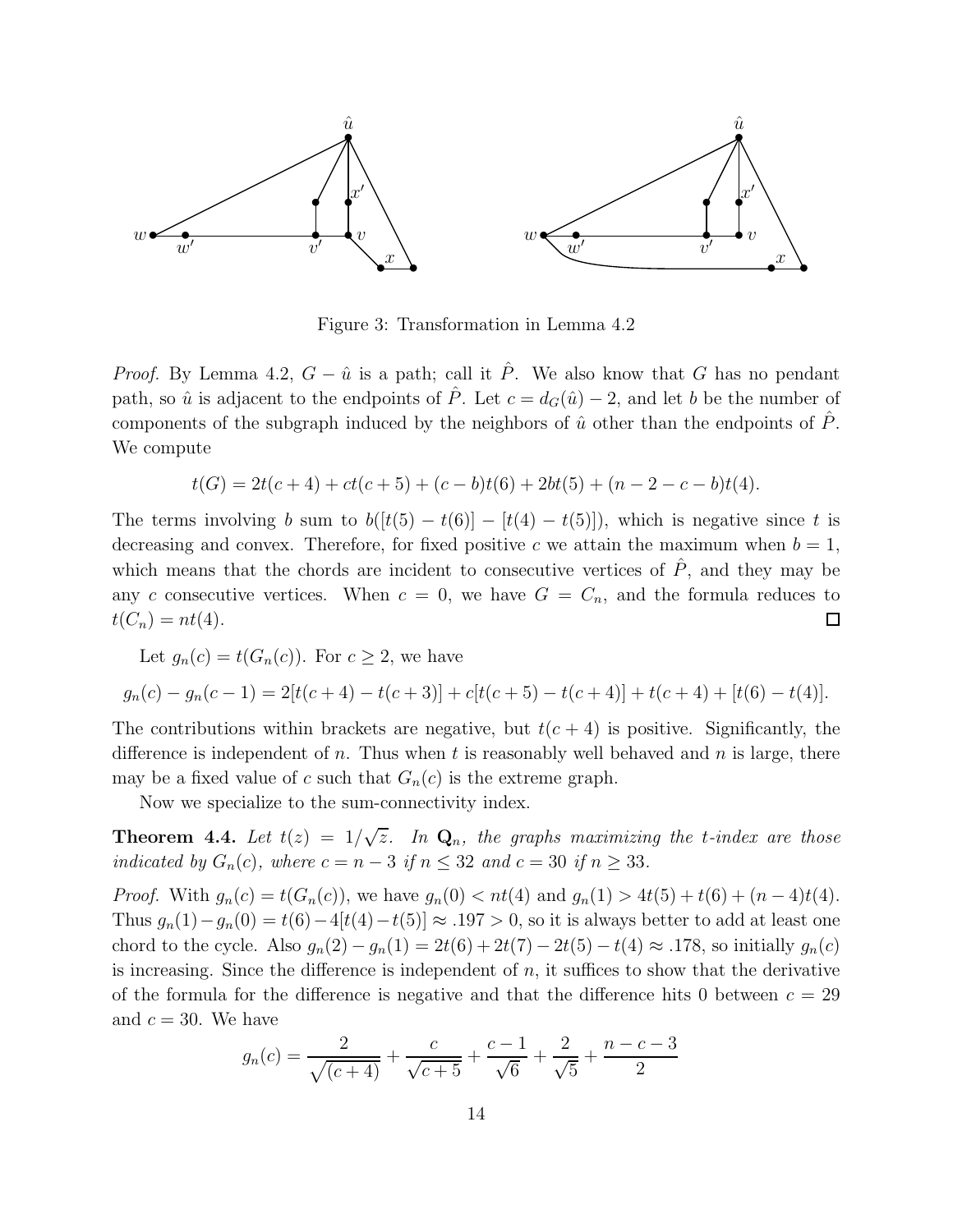Figure 3: Transformation in Lemma 4.2

*Proof.* By Lemma 4.2, $G - \hat{u}$ is a path; call it $\hat{P}$. We also know that $G$ has no pendant path, so $\hat{u}$ is adjacent to the endpoints of $\hat{P}$. Let $c = d_G(\hat{u}) - 2$, and let $b$ be the number of components of the subgraph induced by the neighbors of $\hat{u}$ other than the endpoints of $\hat{P}$. We compute

$$t(G) = 2t(c+4) + ct(c+5) + (c-b)t(6) + 2bt(5) + (n-2-c-b)t(4).$$

The terms involving $b$ sum to $b([t(5) - t(6)] - [t(4) - t(5)])$, which is negative since $t$ is decreasing and convex. Therefore, for fixed positive $c$ we attain the maximum when $b = 1$, which means that the chords are incident to consecutive vertices of $\hat{P}$, and they may be any $c$ consecutive vertices. When $c = 0$, we have $G = C_n$, and the formula reduces to $t(C_n) = nt(4)$. $\square$

Let $g_n(c) = t(G_n(c))$. For $c \geq 2$, we have

$$g_n(c) - g_n(c-1) = 2[t(c+4) - t(c+3)] + c[t(c+5) - t(c+4)] + t(c+4) + [t(6) - t(4)].$$

The contributions within brackets are negative, but $t(c+4)$ is positive. Significantly, the difference is independent of $n$. Thus when $t$ is reasonably well behaved and $n$ is large, there may be a fixed value of $c$ such that $G_n(c)$ is the extreme graph.

Now we specialize to the sum-connectivity index.

**Theorem 4.4.** *Let $t(z) = 1/\sqrt{z}$. In $\mathbf{Q}_n$, the graphs maximizing the $t$-index are those indicated by $G_n(c)$, where $c = n-3$ if $n \leq 32$ and $c = 30$ if $n \geq 33$.*

*Proof.* With $g_n(c) = t(G_n(c))$, we have $g_n(0) < nt(4)$ and $g_n(1) > 4t(5) + t(6) + (n-4)t(4)$. Thus $g_n(1) - g_n(0) = t(6) - 4[t(4) - t(5)] \approx .197 > 0$, so it is always better to add at least one chord to the cycle. Also $g_n(2) - g_n(1) = 2t(6) + 2t(7) - 2t(5) - t(4) \approx .178$, so initially $g_n(c)$ is increasing. Since the difference is independent of $n$, it suffices to show that the derivative of the formula for the difference is negative and that the difference hits 0 between $c = 29$ and $c = 30$. We have

$$g_n(c) = \frac{2}{\sqrt{(c+4)}} + \frac{c}{\sqrt{c+5}} + \frac{c-1}{\sqrt{6}} + \frac{2}{\sqrt{5}} + \frac{n-c-3}{2}$$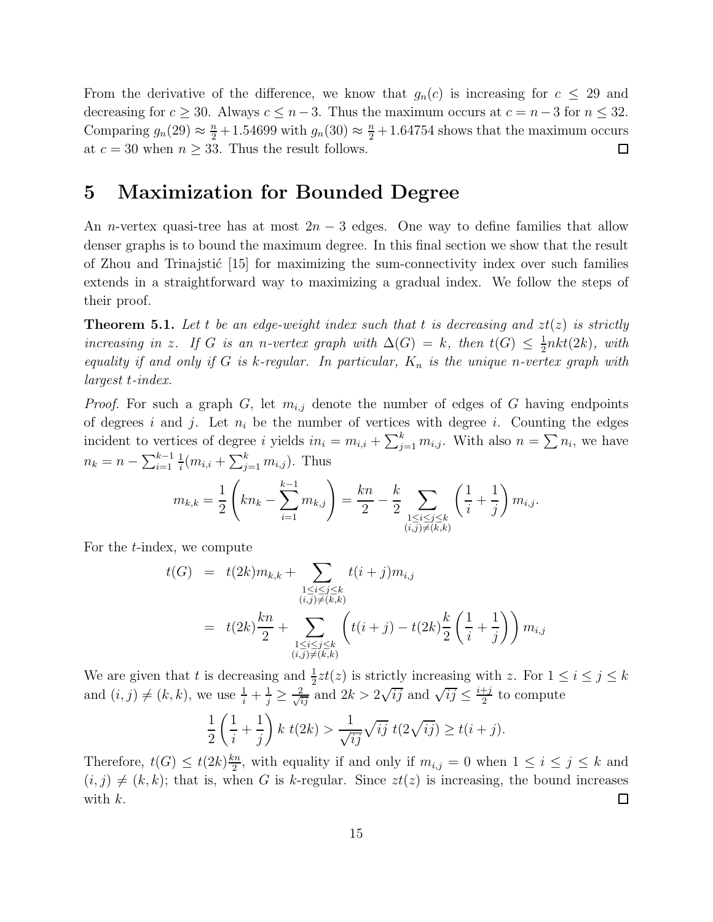From the derivative of the difference, we know that $g_n(c)$ is increasing for $c \leq 29$ and decreasing for $c \geq 30$. Always $c \leq n-3$. Thus the maximum occurs at $c = n-3$ for $n \leq 32$. Comparing $g_n(29) \approx \frac{n}{2} + 1.54699$ with $g_n(30) \approx \frac{n}{2} + 1.64754$ shows that the maximum occurs at $c = 30$ when $n \geq 33$. Thus the result follows. $\square$

# 5 Maximization for Bounded Degree

An $n$-vertex quasi-tree has at most $2n-3$ edges. One way to define families that allow denser graphs is to bound the maximum degree. In this final section we show that the result of Zhou and Trinajstić [15] for maximizing the sum-connectivity index over such families extends in a straightforward way to maximizing a gradual index. We follow the steps of their proof.

**Theorem 5.1.** *Let $t$ be an edge-weight index such that $t$ is decreasing and $zt(z)$ is strictly increasing in $z$. If $G$ is an $n$-vertex graph with $\Delta(G) = k$, then $t(G) \leq \frac{1}{2}nkt(2k)$, with equality if and only if $G$ is $k$-regular. In particular, $K_n$ is the unique $n$-vertex graph with largest $t$-index.*

*Proof.* For such a graph $G$, let $m_{i,j}$ denote the number of edges of $G$ having endpoints of degrees $i$ and $j$. Let $n_i$ be the number of vertices with degree $i$. Counting the edges incident to vertices of degree $i$ yields $in_i = m_{i,i} + \sum_{j=1}^{k} m_{i,j}$. With also $n = \sum n_i$, we have $n_k = n - \sum_{i=1}^{k-1} \frac{1}{i}(m_{i,i} + \sum_{j=1}^{k} m_{i,j})$. Thus

$$m_{k,k} = \frac{1}{2}\left(kn_k - \sum_{i=1}^{k-1} m_{k,j}\right) = \frac{kn}{2} - \frac{k}{2}\sum_{\substack{1 \leq i \leq j \leq k \\ (i,j) \neq (k,k)}} \left(\frac{1}{i} + \frac{1}{j}\right) m_{i,j}.$$

For the $t$-index, we compute

$$\begin{aligned} t(G) &= t(2k)m_{k,k} + \sum_{\substack{1 \leq i \leq j \leq k \\ (i,j) \neq (k,k)}} t(i+j)m_{i,j} \\ &= t(2k)\frac{kn}{2} + \sum_{\substack{1 \leq i \leq j \leq k \\ (i,j) \neq (k,k)}} \left(t(i+j) - t(2k)\frac{k}{2}\left(\frac{1}{i} + \frac{1}{j}\right)\right) m_{i,j} \end{aligned}$$

We are given that $t$ is decreasing and $\frac{1}{2}zt(z)$ is strictly increasing with $z$. For $1 \leq i \leq j \leq k$ and $(i,j) \neq (k,k)$, we use $\frac{1}{i} + \frac{1}{j} \geq \frac{2}{\sqrt{ij}}$ and $2k > 2\sqrt{ij}$ and $\sqrt{ij} \leq \frac{i+j}{2}$ to compute

$$\frac{1}{2}\left(\frac{1}{i} + \frac{1}{j}\right) k\ t(2k) > \frac{1}{\sqrt{ij}}\sqrt{ij}\ t(2\sqrt{ij}) \geq t(i+j).$$

Therefore, $t(G) \leq t(2k)\frac{kn}{2}$, with equality if and only if $m_{i,j} = 0$ when $1 \leq i \leq j \leq k$ and $(i,j) \neq (k,k)$; that is, when $G$ is $k$-regular. Since $zt(z)$ is increasing, the bound increases with $k$. $\square$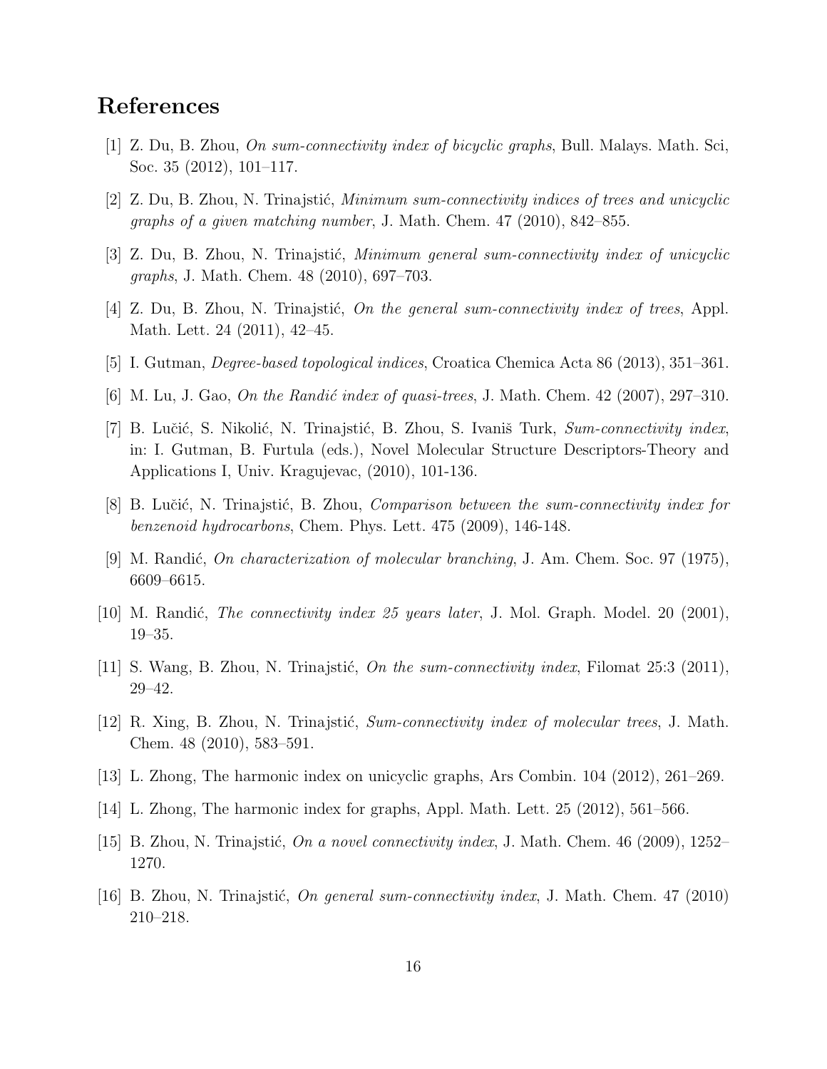# References

[1] Z. Du, B. Zhou, *On sum-connectivity index of bicyclic graphs*, Bull. Malays. Math. Sci, Soc. 35 (2012), 101–117.

[2] Z. Du, B. Zhou, N. Trinajstić, *Minimum sum-connectivity indices of trees and unicyclic graphs of a given matching number*, J. Math. Chem. 47 (2010), 842–855.

[3] Z. Du, B. Zhou, N. Trinajstić, *Minimum general sum-connectivity index of unicyclic graphs*, J. Math. Chem. 48 (2010), 697–703.

[4] Z. Du, B. Zhou, N. Trinajstić, *On the general sum-connectivity index of trees*, Appl. Math. Lett. 24 (2011), 42–45.

[5] I. Gutman, *Degree-based topological indices*, Croatica Chemica Acta 86 (2013), 351–361.

[6] M. Lu, J. Gao, *On the Randić index of quasi-trees*, J. Math. Chem. 42 (2007), 297–310.

[7] B. Lučić, S. Nikolić, N. Trinajstić, B. Zhou, S. Ivaniš Turk, *Sum-connectivity index*, in: I. Gutman, B. Furtula (eds.), Novel Molecular Structure Descriptors-Theory and Applications I, Univ. Kragujevac, (2010), 101-136.

[8] B. Lučić, N. Trinajstić, B. Zhou, *Comparison between the sum-connectivity index for benzenoid hydrocarbons*, Chem. Phys. Lett. 475 (2009), 146-148.

[9] M. Randić, *On characterization of molecular branching*, J. Am. Chem. Soc. 97 (1975), 6609–6615.

[10] M. Randić, *The connectivity index 25 years later*, J. Mol. Graph. Model. 20 (2001), 19–35.

[11] S. Wang, B. Zhou, N. Trinajstić, *On the sum-connectivity index*, Filomat 25:3 (2011), 29–42.

[12] R. Xing, B. Zhou, N. Trinajstić, *Sum-connectivity index of molecular trees*, J. Math. Chem. 48 (2010), 583–591.

[13] L. Zhong, The harmonic index on unicyclic graphs, Ars Combin. 104 (2012), 261–269.

[14] L. Zhong, The harmonic index for graphs, Appl. Math. Lett. 25 (2012), 561–566.

[15] B. Zhou, N. Trinajstić, *On a novel connectivity index*, J. Math. Chem. 46 (2009), 1252–1270.

[16] B. Zhou, N. Trinajstić, *On general sum-connectivity index*, J. Math. Chem. 47 (2010) 210–218.